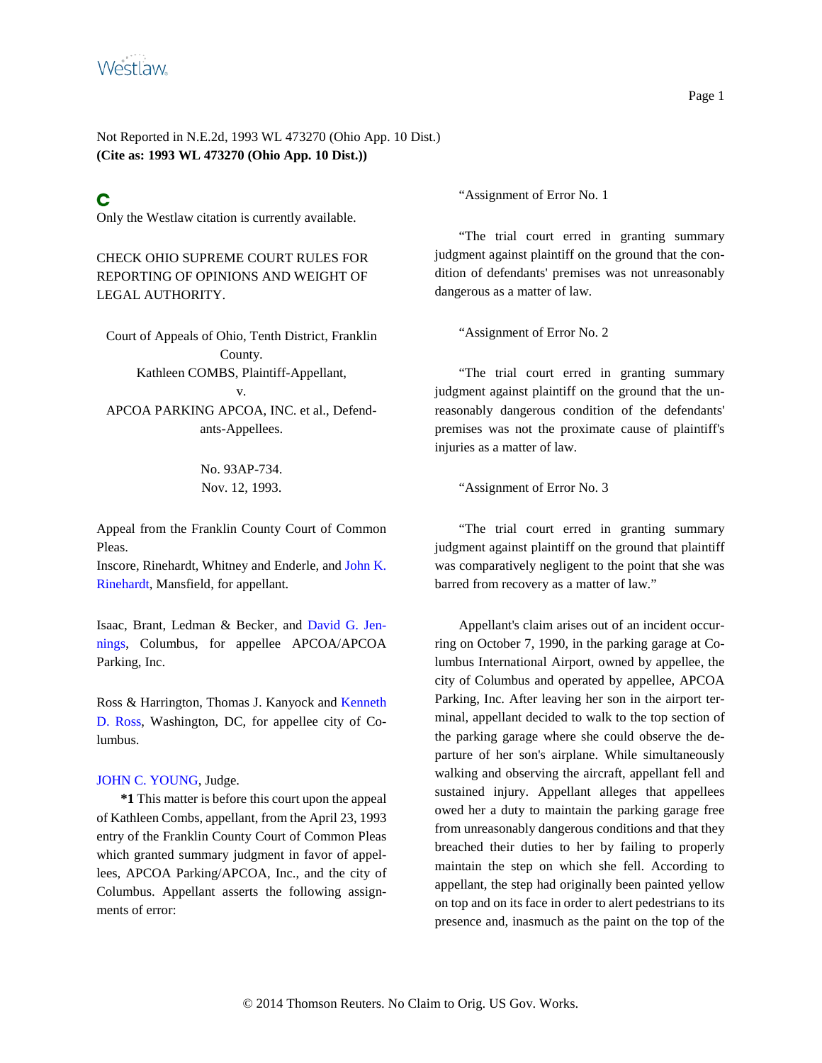Not Reported in N.E.2d, 1993 WL 473270 (Ohio App. 10 Dist.)
**(Cite as: 1993 WL 473270 (Ohio App. 10 Dist.))**

**C**

Only the Westlaw citation is currently available.

CHECK OHIO SUPREME COURT RULES FOR REPORTING OF OPINIONS AND WEIGHT OF LEGAL AUTHORITY.

Court of Appeals of Ohio, Tenth District, Franklin County.
Kathleen COMBS, Plaintiff-Appellant,
v.
APCOA PARKING APCOA, INC. et al., Defendants-Appellees.

No. 93AP-734.
Nov. 12, 1993.

Appeal from the Franklin County Court of Common Pleas.
Inscore, Rinehardt, Whitney and Enderle, and John K. Rinehardt, Mansfield, for appellant.

Isaac, Brant, Ledman & Becker, and David G. Jennings, Columbus, for appellee APCOA/APCOA Parking, Inc.

Ross & Harrington, Thomas J. Kanyock and Kenneth D. Ross, Washington, DC, for appellee city of Columbus.

JOHN C. YOUNG, Judge.

**\*1** This matter is before this court upon the appeal of Kathleen Combs, appellant, from the April 23, 1993 entry of the Franklin County Court of Common Pleas which granted summary judgment in favor of appellees, APCOA Parking/APCOA, Inc., and the city of Columbus. Appellant asserts the following assignments of error:

"Assignment of Error No. 1

"The trial court erred in granting summary judgment against plaintiff on the ground that the condition of defendants' premises was not unreasonably dangerous as a matter of law.

"Assignment of Error No. 2

"The trial court erred in granting summary judgment against plaintiff on the ground that the unreasonably dangerous condition of the defendants' premises was not the proximate cause of plaintiff's injuries as a matter of law.

"Assignment of Error No. 3

"The trial court erred in granting summary judgment against plaintiff on the ground that plaintiff was comparatively negligent to the point that she was barred from recovery as a matter of law."

Appellant's claim arises out of an incident occurring on October 7, 1990, in the parking garage at Columbus International Airport, owned by appellee, the city of Columbus and operated by appellee, APCOA Parking, Inc. After leaving her son in the airport terminal, appellant decided to walk to the top section of the parking garage where she could observe the departure of her son's airplane. While simultaneously walking and observing the aircraft, appellant fell and sustained injury. Appellant alleges that appellees owed her a duty to maintain the parking garage free from unreasonably dangerous conditions and that they breached their duties to her by failing to properly maintain the step on which she fell. According to appellant, the step had originally been painted yellow on top and on its face in order to alert pedestrians to its presence and, inasmuch as the paint on the top of the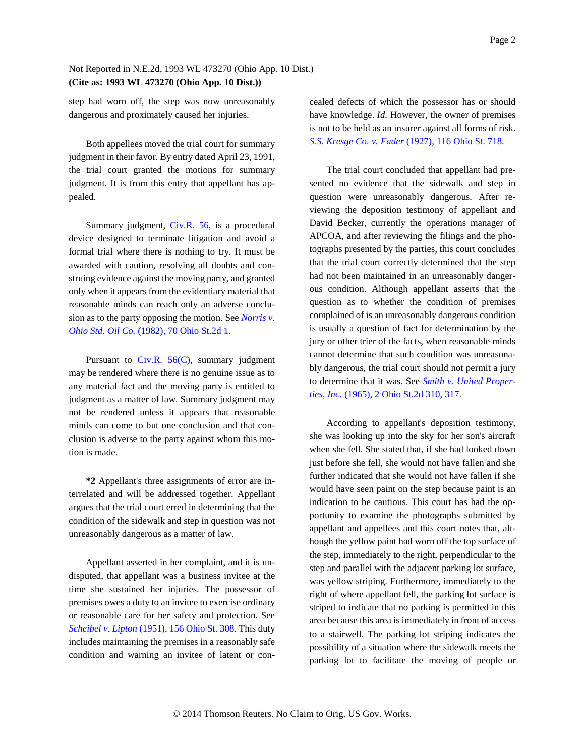step had worn off, the step was now unreasonably dangerous and proximately caused her injuries.

Both appellees moved the trial court for summary judgment in their favor. By entry dated April 23, 1991, the trial court granted the motions for summary judgment. It is from this entry that appellant has appealed.

Summary judgment, Civ.R. 56, is a procedural device designed to terminate litigation and avoid a formal trial where there is nothing to try. It must be awarded with caution, resolving all doubts and construing evidence against the moving party, and granted only when it appears from the evidentiary material that reasonable minds can reach only an adverse conclusion as to the party opposing the motion. See *Norris v. Ohio Std. Oil Co.* (1982), 70 Ohio St.2d 1.

Pursuant to Civ.R. 56(C), summary judgment may be rendered where there is no genuine issue as to any material fact and the moving party is entitled to judgment as a matter of law. Summary judgment may not be rendered unless it appears that reasonable minds can come to but one conclusion and that conclusion is adverse to the party against whom this motion is made.

**\*2** Appellant's three assignments of error are interrelated and will be addressed together. Appellant argues that the trial court erred in determining that the condition of the sidewalk and step in question was not unreasonably dangerous as a matter of law.

Appellant asserted in her complaint, and it is undisputed, that appellant was a business invitee at the time she sustained her injuries. The possessor of premises owes a duty to an invitee to exercise ordinary or reasonable care for her safety and protection. See *Scheibel v. Lipton* (1951), 156 Ohio St. 308. This duty includes maintaining the premises in a reasonably safe condition and warning an invitee of latent or concealed defects of which the possessor has or should have knowledge. *Id.* However, the owner of premises is not to be held as an insurer against all forms of risk. *S.S. Kresge Co. v. Fader* (1927), 116 Ohio St. 718.

The trial court concluded that appellant had presented no evidence that the sidewalk and step in question were unreasonably dangerous. After reviewing the deposition testimony of appellant and David Becker, currently the operations manager of APCOA, and after reviewing the filings and the photographs presented by the parties, this court concludes that the trial court correctly determined that the step had not been maintained in an unreasonably dangerous condition. Although appellant asserts that the question as to whether the condition of premises complained of is an unreasonably dangerous condition is usually a question of fact for determination by the jury or other trier of the facts, when reasonable minds cannot determine that such condition was unreasonably dangerous, the trial court should not permit a jury to determine that it was. See *Smith v. United Properties, Inc.* (1965), 2 Ohio St.2d 310, 317.

According to appellant's deposition testimony, she was looking up into the sky for her son's aircraft when she fell. She stated that, if she had looked down just before she fell, she would not have fallen and she further indicated that she would not have fallen if she would have seen paint on the step because paint is an indication to be cautious. This court has had the opportunity to examine the photographs submitted by appellant and appellees and this court notes that, although the yellow paint had worn off the top surface of the step, immediately to the right, perpendicular to the step and parallel with the adjacent parking lot surface, was yellow striping. Furthermore, immediately to the right of where appellant fell, the parking lot surface is striped to indicate that no parking is permitted in this area because this area is immediately in front of access to a stairwell. The parking lot striping indicates the possibility of a situation where the sidewalk meets the parking lot to facilitate the moving of people or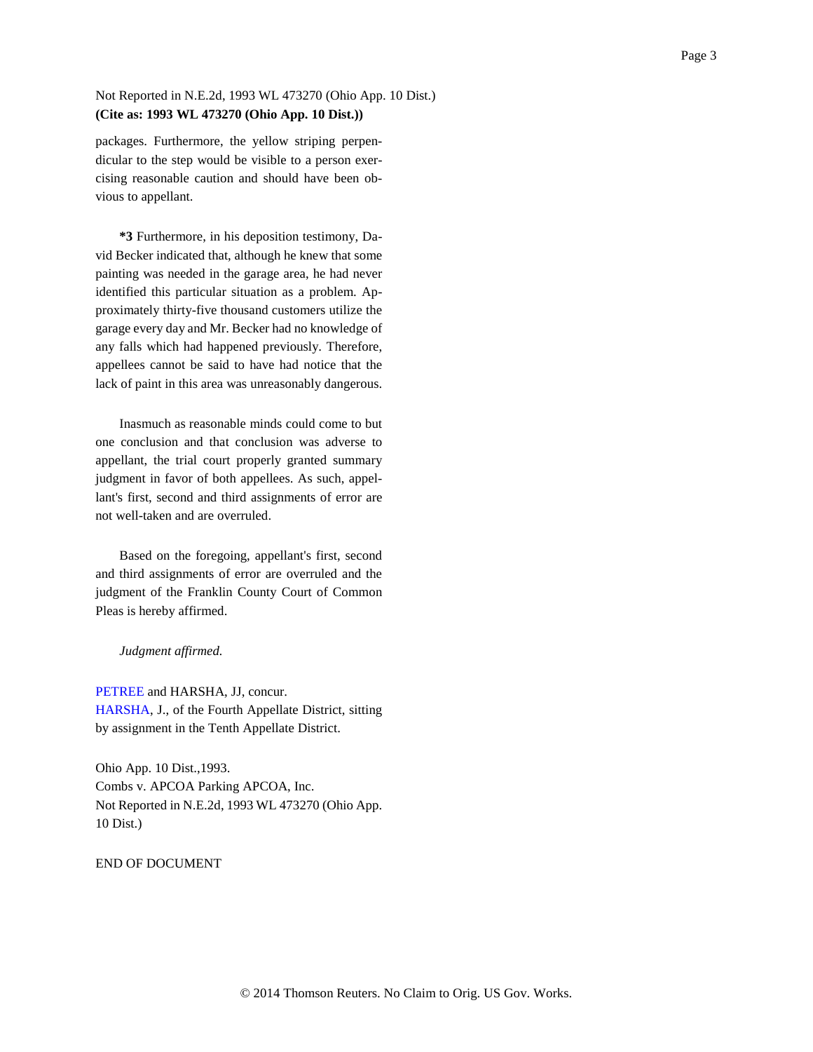packages. Furthermore, the yellow striping perpendicular to the step would be visible to a person exercising reasonable caution and should have been obvious to appellant.

**\*3** Furthermore, in his deposition testimony, David Becker indicated that, although he knew that some painting was needed in the garage area, he had never identified this particular situation as a problem. Approximately thirty-five thousand customers utilize the garage every day and Mr. Becker had no knowledge of any falls which had happened previously. Therefore, appellees cannot be said to have had notice that the lack of paint in this area was unreasonably dangerous.

Inasmuch as reasonable minds could come to but one conclusion and that conclusion was adverse to appellant, the trial court properly granted summary judgment in favor of both appellees. As such, appellant's first, second and third assignments of error are not well-taken and are overruled.

Based on the foregoing, appellant's first, second and third assignments of error are overruled and the judgment of the Franklin County Court of Common Pleas is hereby affirmed.

*Judgment affirmed.*

PETREE and HARSHA, JJ, concur.
HARSHA, J., of the Fourth Appellate District, sitting by assignment in the Tenth Appellate District.

Ohio App. 10 Dist.,1993.
Combs v. APCOA Parking APCOA, Inc.
Not Reported in N.E.2d, 1993 WL 473270 (Ohio App. 10 Dist.)

END OF DOCUMENT